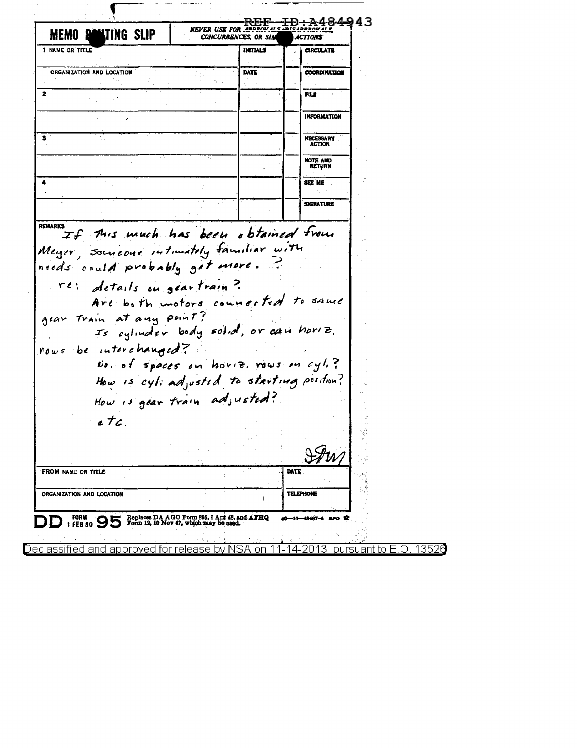REF ID:A484943

**MEMO ROUTING SLIP** | NEVER USE FOR APPROVALS, DISAPPROVALS, CONCURRENCES, OR SIMILAR ACTIONS

| NAME OR TITLE | INITIALS | | |
|---|---|---|---|
| 1 | | | CIRCULATE |
| ORGANIZATION AND LOCATION | DATE | | COORDINATION |
| 2 | | | FILE |
| | | | INFORMATION |
| 3 | | | NECESSARY ACTION |
| | | | NOTE AND RETURN |
| 4 | | | SEE ME |
| | | | SIGNATURE |

REMARKS

If this much has been obtained from Meyer, someone intimately familiar with needs could probably get more. ?

re: details on gear train?

Are both motors connected to same gear train at any point?

Is cylinder body solid, or can horiz. rows be interchanged?

No. of spaces on horiz. rows on cyl.?

How is cyl. adjusted to starting position?

How is gear train adjusted?

etc.

[initials]

| FROM NAME OR TITLE | DATE |
|---|---|
| ORGANIZATION AND LOCATION | TELEPHONE |

DD FORM 1 FEB 50 95 Replaces DA AGO Form 895, 1 Apr 48, and AFHQ Form 12, 10 Nov 47, which may be used.

Declassified and approved for release by NSA on 11-14-2013 pursuant to E.O. 13526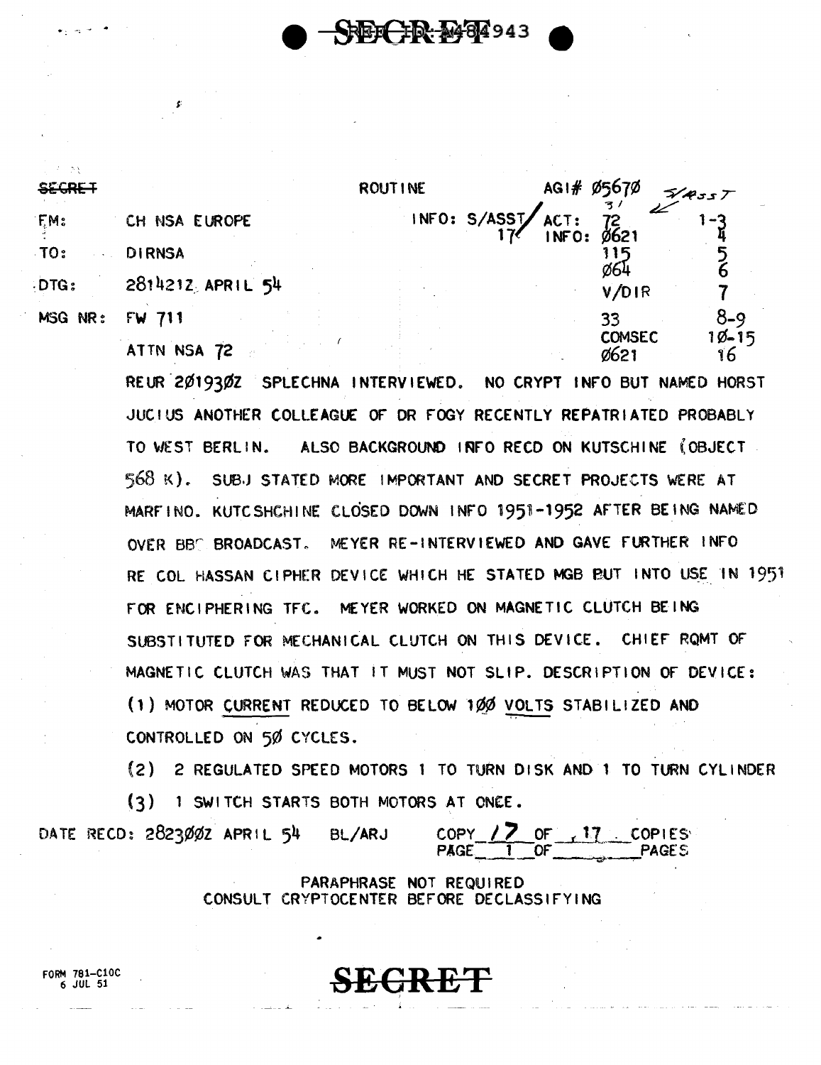SECRET

SECRET

ROUTINE

AGI# Ø567Ø

FM: CH NSA EUROPE

TO: DIRNSA

DTG: 281421Z APRIL 54

MSG NR: FW 711

ATTN NSA 72

INFO: S/ASST 17

| | | |
|---|---|---|
| ACT: | 72 | 1-3 |
| INFO: | Ø621 | 4 |
| | 115 | 5 |
| | Ø64 | 6 |
| | V/DIR | 7 |
| | 33 | 8-9 |
| | COMSEC | 1Ø-15 |
| | Ø621 | 16 |

REUR 2Ø193ØZ SPLECHNA INTERVIEWED. NO CRYPT INFO BUT NAMED HORST JUCIUS ANOTHER COLLEAGUE OF DR FOGY RECENTLY REPATRIATED PROBABLY TO WEST BERLIN. ALSO BACKGROUND INFO RECD ON KUTSCHINE (OBJECT 568 K). SUBJ STATED MORE IMPORTANT AND SECRET PROJECTS WERE AT MARFINO. KUTCSHCHINE CLOSED DOWN INFO 1951-1952 AFTER BEING NAMED OVER BBC BROADCAST. MEYER RE-INTERVIEWED AND GAVE FURTHER INFO RE COL HASSAN CIPHER DEVICE WHICH HE STATED MGB PUT INTO USE IN 1951 FOR ENCIPHERING TFC. MEYER WORKED ON MAGNETIC CLUTCH BEING SUBSTITUTED FOR MECHANICAL CLUTCH ON THIS DEVICE. CHIEF RQMT OF MAGNETIC CLUTCH WAS THAT IT MUST NOT SLIP. DESCRIPTION OF DEVICE:

(1) MOTOR CURRENT REDUCED TO BELOW 1ØØ VOLTS STABILIZED AND CONTROLLED ON 5Ø CYCLES.

(2) 2 REGULATED SPEED MOTORS 1 TO TURN DISK AND 1 TO TURN CYLINDER

(3) 1 SWITCH STARTS BOTH MOTORS AT ONCE.

DATE RECD: 2823ØØZ APRIL 54 BL/ARJ

COPY 17 OF 17 COPIES
PAGE 1 OF ____ PAGES

PARAPHRASE NOT REQUIRED
CONSULT CRYPTOCENTER BEFORE DECLASSIFYING

FORM 781-C10C
6 JUL 51

SECRET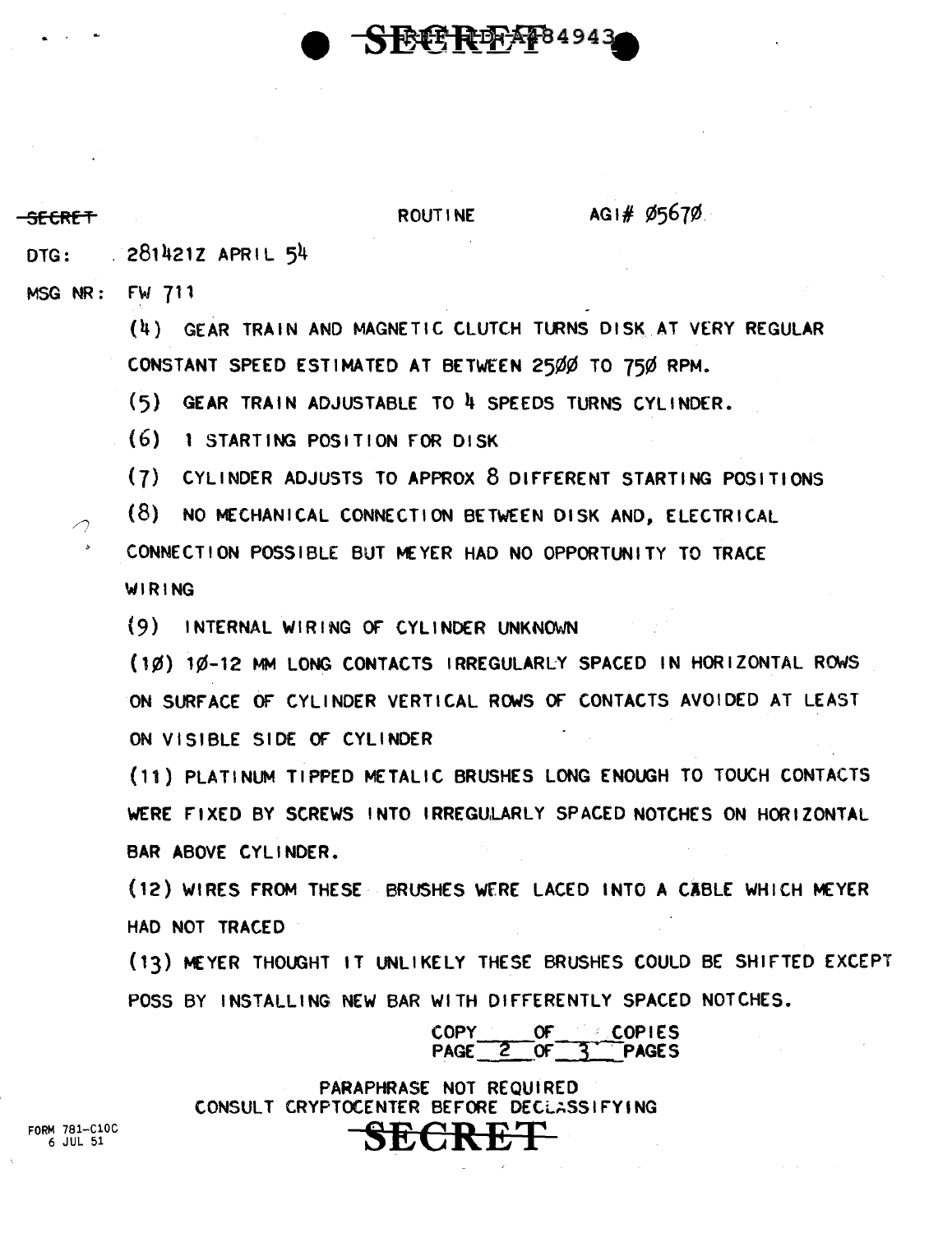SECRET

ROUTINE AGI# Ø567Ø

DTG: 281421Z APRIL 54

MSG NR: FW 711

(4) GEAR TRAIN AND MAGNETIC CLUTCH TURNS DISK AT VERY REGULAR CONSTANT SPEED ESTIMATED AT BETWEEN 25ØØ TO 75Ø RPM.

(5) GEAR TRAIN ADJUSTABLE TO 4 SPEEDS TURNS CYLINDER.

(6) 1 STARTING POSITION FOR DISK

(7) CYLINDER ADJUSTS TO APPROX 8 DIFFERENT STARTING POSITIONS

(8) NO MECHANICAL CONNECTION BETWEEN DISK AND, ELECTRICAL CONNECTION POSSIBLE BUT MEYER HAD NO OPPORTUNITY TO TRACE WIRING

(9) INTERNAL WIRING OF CYLINDER UNKNOWN

(1Ø) 1Ø-12 MM LONG CONTACTS IRREGULARLY SPACED IN HORIZONTAL ROWS ON SURFACE OF CYLINDER VERTICAL ROWS OF CONTACTS AVOIDED AT LEAST ON VISIBLE SIDE OF CYLINDER

(11) PLATINUM TIPPED METALIC BRUSHES LONG ENOUGH TO TOUCH CONTACTS WERE FIXED BY SCREWS INTO IRREGULARLY SPACED NOTCHES ON HORIZONTAL BAR ABOVE CYLINDER.

(12) WIRES FROM THESE BRUSHES WERE LACED INTO A CABLE WHICH MEYER HAD NOT TRACED

(13) MEYER THOUGHT IT UNLIKELY THESE BRUSHES COULD BE SHIFTED EXCEPT POSS BY INSTALLING NEW BAR WITH DIFFERENTLY SPACED NOTCHES.

COPY \_\_\_ OF \_\_\_ COPIES
PAGE 2 OF 3 PAGES

PARAPHRASE NOT REQUIRED
CONSULT CRYPTOCENTER BEFORE DECLASSIFYING

FORM 781-C10C
6 JUL 51

SECRET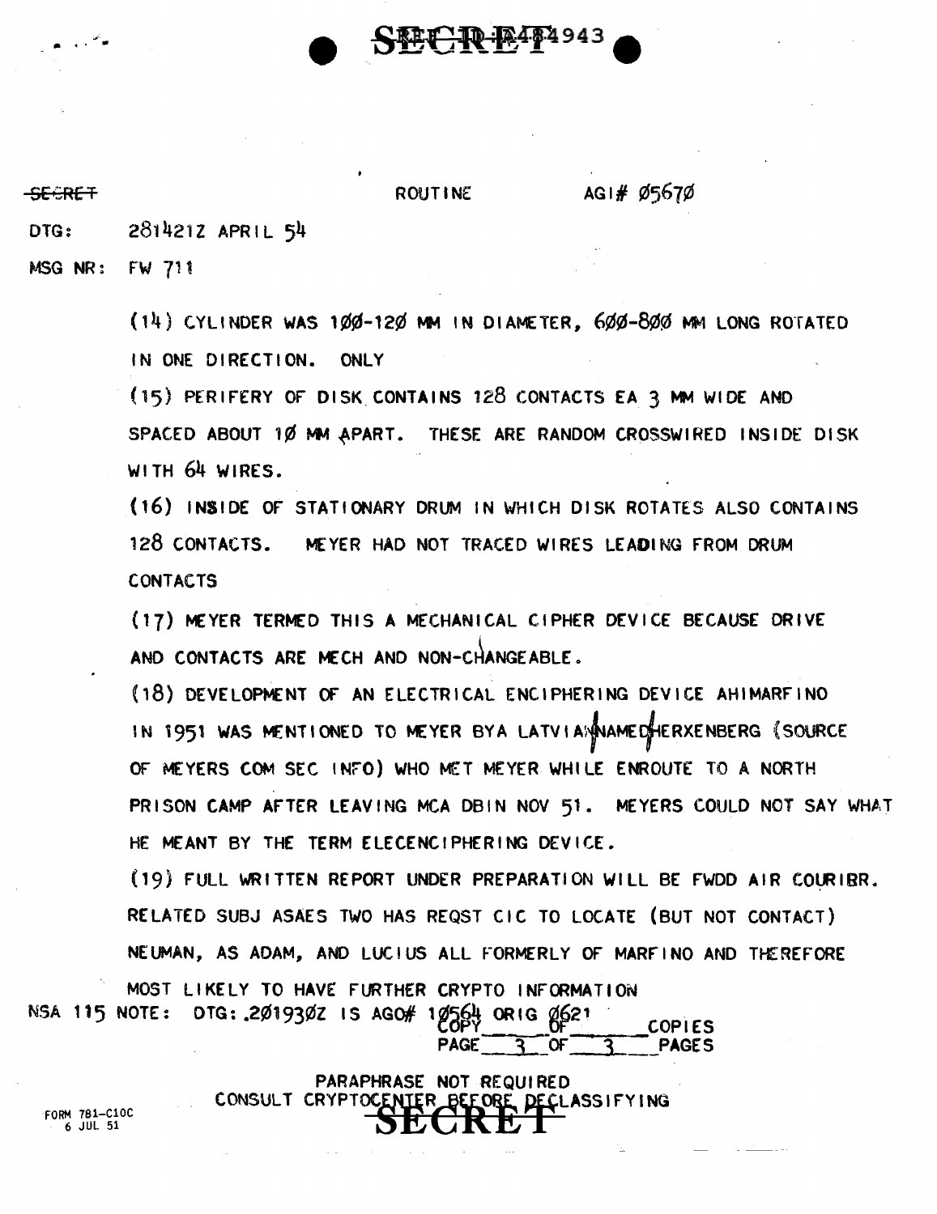SECRET REF ID:A484943

~~SECRET~~ ROUTINE AGI# Ø567Ø

DTG: 281421Z APRIL 54

MSG NR: FW 711

(14) CYLINDER WAS 1ØØ-12Ø MM IN DIAMETER, 6ØØ-8ØØ MM LONG ROTATED IN ONE DIRECTION. ONLY

(15) PERIFERY OF DISK CONTAINS 128 CONTACTS EA 3 MM WIDE AND SPACED ABOUT 1Ø MM APART. THESE ARE RANDOM CROSSWIRED INSIDE DISK WITH 64 WIRES.

(16) INSIDE OF STATIONARY DRUM IN WHICH DISK ROTATES ALSO CONTAINS 128 CONTACTS. MEYER HAD NOT TRACED WIRES LEADING FROM DRUM CONTACTS

(17) MEYER TERMED THIS A MECHANICAL CIPHER DEVICE BECAUSE DRIVE AND CONTACTS ARE MECH AND NON-CHANGEABLE.

(18) DEVELOPMENT OF AN ELECTRICAL ENCIPHERING DEVICE AHIMARFINO IN 1951 WAS MENTIONED TO MEYER BYA LATVIAN/NAMED/HERXENBERG (SOURCE OF MEYERS COM SEC INFO) WHO MET MEYER WHILE ENROUTE TO A NORTH PRISON CAMP AFTER LEAVING MCA DBIN NOV 51. MEYERS COULD NOT SAY WHAT HE MEANT BY THE TERM ELECENCIPHERING DEVICE.

(19) FULL WRITTEN REPORT UNDER PREPARATION WILL BE FWDD AIR COURIBR. RELATED SUBJ ASAES TWO HAS REQST CIC TO LOCATE (BUT NOT CONTACT) NEUMAN, AS ADAM, AND LUCIUS ALL FORMERLY OF MARFINO AND THEREFORE MOST LIKELY TO HAVE FURTHER CRYPTO INFORMATION

NSA 115 NOTE: DTG: 2Ø193ØZ IS AGO# 1Ø564 ORIG Ø621

COPY ___ OF ___ COPIES

PAGE 3 OF 3 PAGES

PARAPHRASE NOT REQUIRED

CONSULT CRYPTOCENTER BEFORE DECLASSIFYING

FORM 781-C10C
6 JUL 51

SECRET